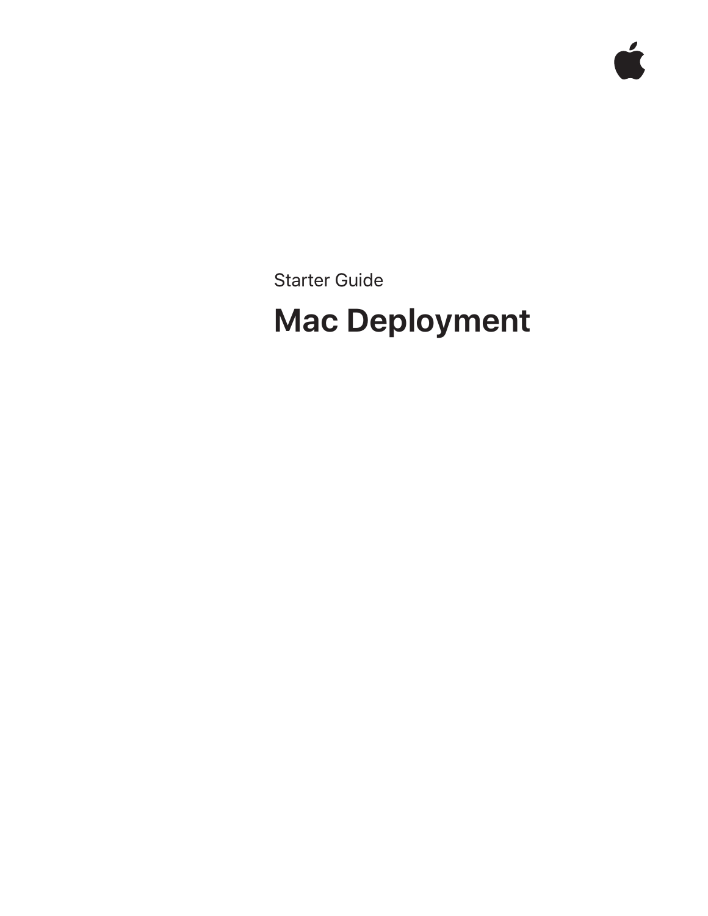Starter Guide

# Mac Deployment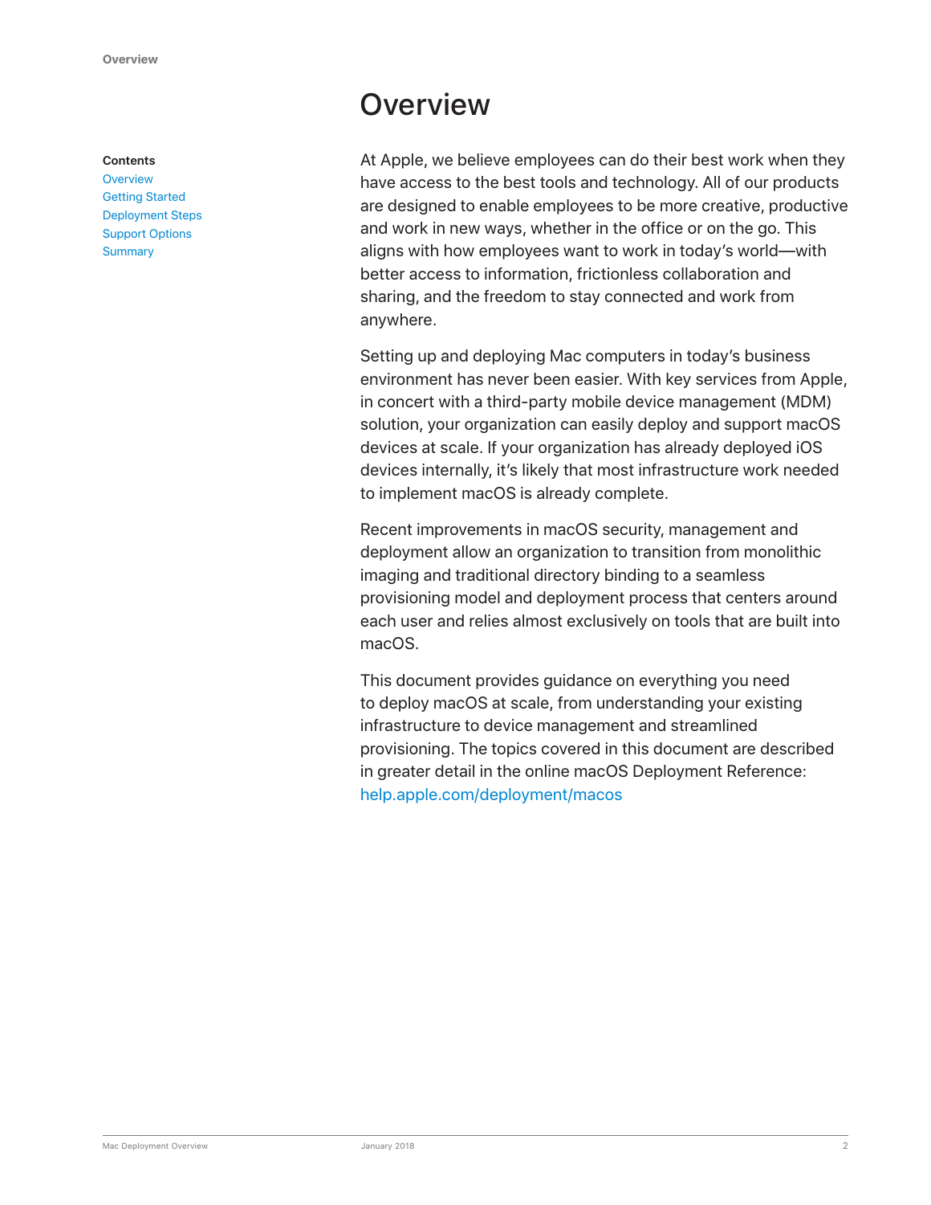# Overview

**Contents**
Overview
Getting Started
Deployment Steps
Support Options
Summary

At Apple, we believe employees can do their best work when they have access to the best tools and technology. All of our products are designed to enable employees to be more creative, productive and work in new ways, whether in the office or on the go. This aligns with how employees want to work in today's world—with better access to information, frictionless collaboration and sharing, and the freedom to stay connected and work from anywhere.

Setting up and deploying Mac computers in today's business environment has never been easier. With key services from Apple, in concert with a third-party mobile device management (MDM) solution, your organization can easily deploy and support macOS devices at scale. If your organization has already deployed iOS devices internally, it's likely that most infrastructure work needed to implement macOS is already complete.

Recent improvements in macOS security, management and deployment allow an organization to transition from monolithic imaging and traditional directory binding to a seamless provisioning model and deployment process that centers around each user and relies almost exclusively on tools that are built into macOS.

This document provides guidance on everything you need to deploy macOS at scale, from understanding your existing infrastructure to device management and streamlined provisioning. The topics covered in this document are described in greater detail in the online macOS Deployment Reference: help.apple.com/deployment/macos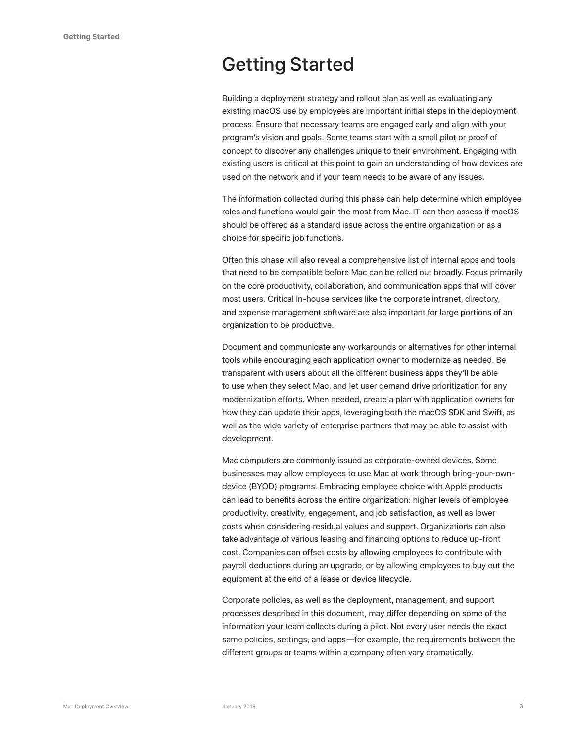# Getting Started

Building a deployment strategy and rollout plan as well as evaluating any existing macOS use by employees are important initial steps in the deployment process. Ensure that necessary teams are engaged early and align with your program's vision and goals. Some teams start with a small pilot or proof of concept to discover any challenges unique to their environment. Engaging with existing users is critical at this point to gain an understanding of how devices are used on the network and if your team needs to be aware of any issues.

The information collected during this phase can help determine which employee roles and functions would gain the most from Mac. IT can then assess if macOS should be offered as a standard issue across the entire organization or as a choice for specific job functions.

Often this phase will also reveal a comprehensive list of internal apps and tools that need to be compatible before Mac can be rolled out broadly. Focus primarily on the core productivity, collaboration, and communication apps that will cover most users. Critical in-house services like the corporate intranet, directory, and expense management software are also important for large portions of an organization to be productive.

Document and communicate any workarounds or alternatives for other internal tools while encouraging each application owner to modernize as needed. Be transparent with users about all the different business apps they'll be able to use when they select Mac, and let user demand drive prioritization for any modernization efforts. When needed, create a plan with application owners for how they can update their apps, leveraging both the macOS SDK and Swift, as well as the wide variety of enterprise partners that may be able to assist with development.

Mac computers are commonly issued as corporate-owned devices. Some businesses may allow employees to use Mac at work through bring-your-own-device (BYOD) programs. Embracing employee choice with Apple products can lead to benefits across the entire organization: higher levels of employee productivity, creativity, engagement, and job satisfaction, as well as lower costs when considering residual values and support. Organizations can also take advantage of various leasing and financing options to reduce up-front cost. Companies can offset costs by allowing employees to contribute with payroll deductions during an upgrade, or by allowing employees to buy out the equipment at the end of a lease or device lifecycle.

Corporate policies, as well as the deployment, management, and support processes described in this document, may differ depending on some of the information your team collects during a pilot. Not every user needs the exact same policies, settings, and apps—for example, the requirements between the different groups or teams within a company often vary dramatically.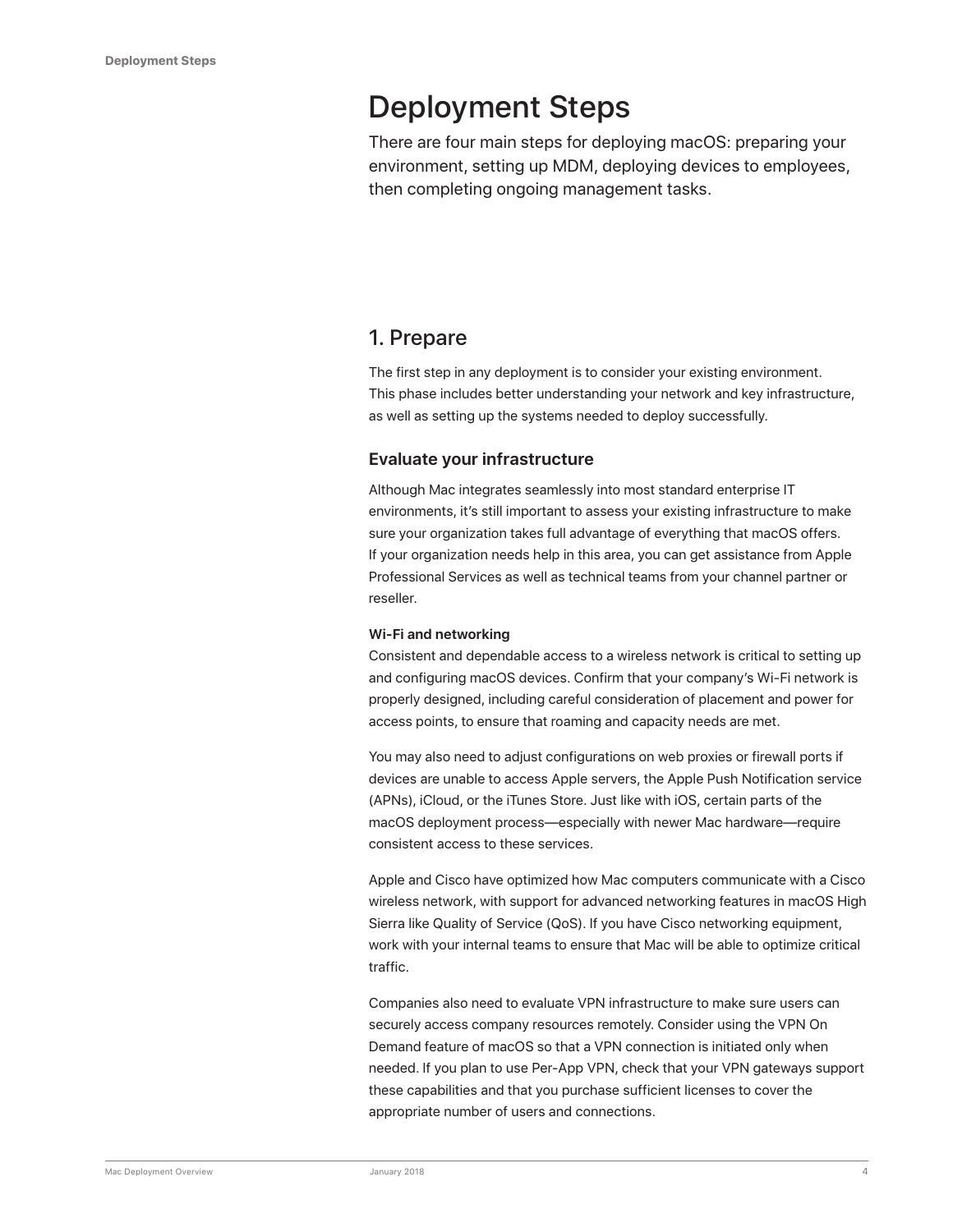# Deployment Steps

There are four main steps for deploying macOS: preparing your environment, setting up MDM, deploying devices to employees, then completing ongoing management tasks.

## 1. Prepare

The first step in any deployment is to consider your existing environment. This phase includes better understanding your network and key infrastructure, as well as setting up the systems needed to deploy successfully.

### Evaluate your infrastructure

Although Mac integrates seamlessly into most standard enterprise IT environments, it's still important to assess your existing infrastructure to make sure your organization takes full advantage of everything that macOS offers. If your organization needs help in this area, you can get assistance from Apple Professional Services as well as technical teams from your channel partner or reseller.

**Wi-Fi and networking**

Consistent and dependable access to a wireless network is critical to setting up and configuring macOS devices. Confirm that your company's Wi-Fi network is properly designed, including careful consideration of placement and power for access points, to ensure that roaming and capacity needs are met.

You may also need to adjust configurations on web proxies or firewall ports if devices are unable to access Apple servers, the Apple Push Notification service (APNs), iCloud, or the iTunes Store. Just like with iOS, certain parts of the macOS deployment process—especially with newer Mac hardware—require consistent access to these services.

Apple and Cisco have optimized how Mac computers communicate with a Cisco wireless network, with support for advanced networking features in macOS High Sierra like Quality of Service (QoS). If you have Cisco networking equipment, work with your internal teams to ensure that Mac will be able to optimize critical traffic.

Companies also need to evaluate VPN infrastructure to make sure users can securely access company resources remotely. Consider using the VPN On Demand feature of macOS so that a VPN connection is initiated only when needed. If you plan to use Per-App VPN, check that your VPN gateways support these capabilities and that you purchase sufficient licenses to cover the appropriate number of users and connections.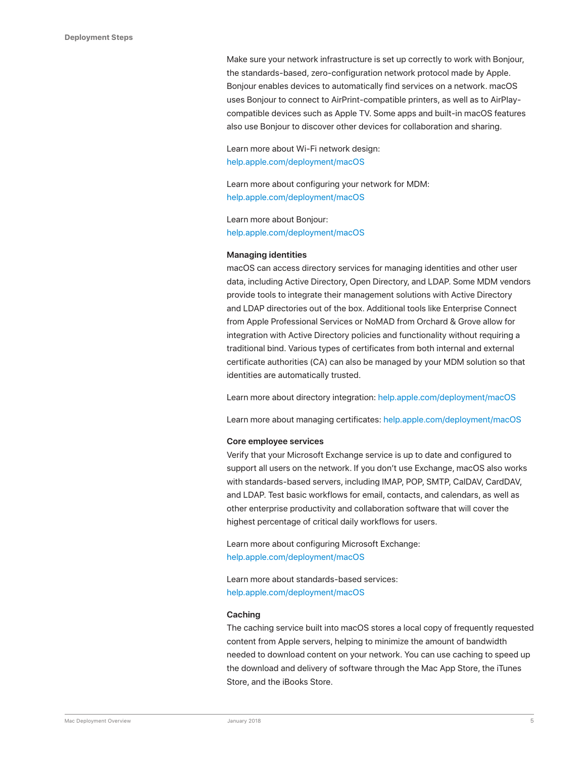Make sure your network infrastructure is set up correctly to work with Bonjour, the standards-based, zero-configuration network protocol made by Apple. Bonjour enables devices to automatically find services on a network. macOS uses Bonjour to connect to AirPrint-compatible printers, as well as to AirPlay-compatible devices such as Apple TV. Some apps and built-in macOS features also use Bonjour to discover other devices for collaboration and sharing.

Learn more about Wi-Fi network design:
help.apple.com/deployment/macOS

Learn more about configuring your network for MDM:
help.apple.com/deployment/macOS

Learn more about Bonjour:
help.apple.com/deployment/macOS

**Managing identities**

macOS can access directory services for managing identities and other user data, including Active Directory, Open Directory, and LDAP. Some MDM vendors provide tools to integrate their management solutions with Active Directory and LDAP directories out of the box. Additional tools like Enterprise Connect from Apple Professional Services or NoMAD from Orchard & Grove allow for integration with Active Directory policies and functionality without requiring a traditional bind. Various types of certificates from both internal and external certificate authorities (CA) can also be managed by your MDM solution so that identities are automatically trusted.

Learn more about directory integration: help.apple.com/deployment/macOS

Learn more about managing certificates: help.apple.com/deployment/macOS

**Core employee services**

Verify that your Microsoft Exchange service is up to date and configured to support all users on the network. If you don't use Exchange, macOS also works with standards-based servers, including IMAP, POP, SMTP, CalDAV, CardDAV, and LDAP. Test basic workflows for email, contacts, and calendars, as well as other enterprise productivity and collaboration software that will cover the highest percentage of critical daily workflows for users.

Learn more about configuring Microsoft Exchange:
help.apple.com/deployment/macOS

Learn more about standards-based services:
help.apple.com/deployment/macOS

**Caching**

The caching service built into macOS stores a local copy of frequently requested content from Apple servers, helping to minimize the amount of bandwidth needed to download content on your network. You can use caching to speed up the download and delivery of software through the Mac App Store, the iTunes Store, and the iBooks Store.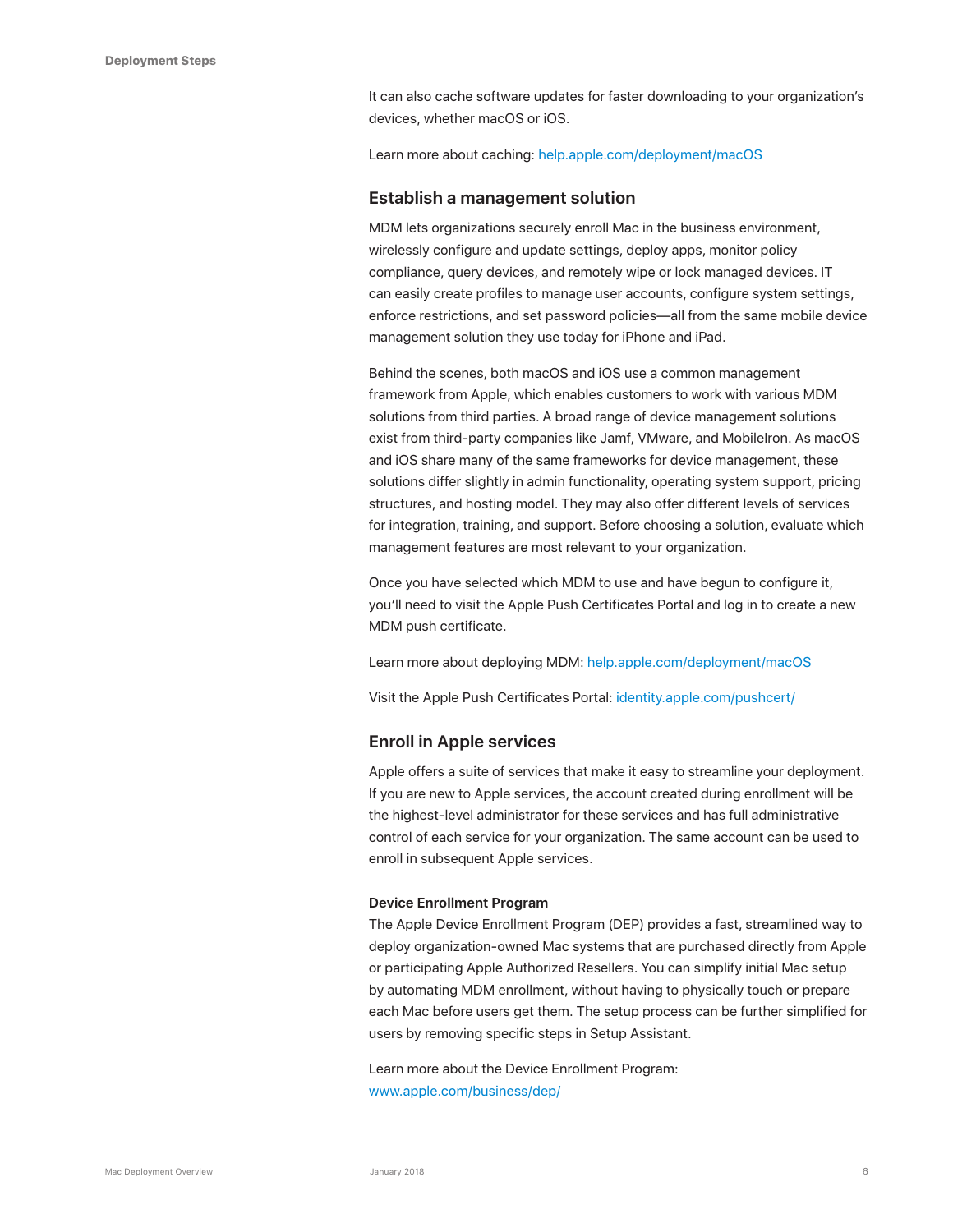It can also cache software updates for faster downloading to your organization's devices, whether macOS or iOS.

Learn more about caching: help.apple.com/deployment/macOS

## Establish a management solution

MDM lets organizations securely enroll Mac in the business environment, wirelessly configure and update settings, deploy apps, monitor policy compliance, query devices, and remotely wipe or lock managed devices. IT can easily create profiles to manage user accounts, configure system settings, enforce restrictions, and set password policies—all from the same mobile device management solution they use today for iPhone and iPad.

Behind the scenes, both macOS and iOS use a common management framework from Apple, which enables customers to work with various MDM solutions from third parties. A broad range of device management solutions exist from third-party companies like Jamf, VMware, and MobileIron. As macOS and iOS share many of the same frameworks for device management, these solutions differ slightly in admin functionality, operating system support, pricing structures, and hosting model. They may also offer different levels of services for integration, training, and support. Before choosing a solution, evaluate which management features are most relevant to your organization.

Once you have selected which MDM to use and have begun to configure it, you'll need to visit the Apple Push Certificates Portal and log in to create a new MDM push certificate.

Learn more about deploying MDM: help.apple.com/deployment/macOS

Visit the Apple Push Certificates Portal: identity.apple.com/pushcert/

## Enroll in Apple services

Apple offers a suite of services that make it easy to streamline your deployment. If you are new to Apple services, the account created during enrollment will be the highest-level administrator for these services and has full administrative control of each service for your organization. The same account can be used to enroll in subsequent Apple services.

### Device Enrollment Program

The Apple Device Enrollment Program (DEP) provides a fast, streamlined way to deploy organization-owned Mac systems that are purchased directly from Apple or participating Apple Authorized Resellers. You can simplify initial Mac setup by automating MDM enrollment, without having to physically touch or prepare each Mac before users get them. The setup process can be further simplified for users by removing specific steps in Setup Assistant.

Learn more about the Device Enrollment Program: www.apple.com/business/dep/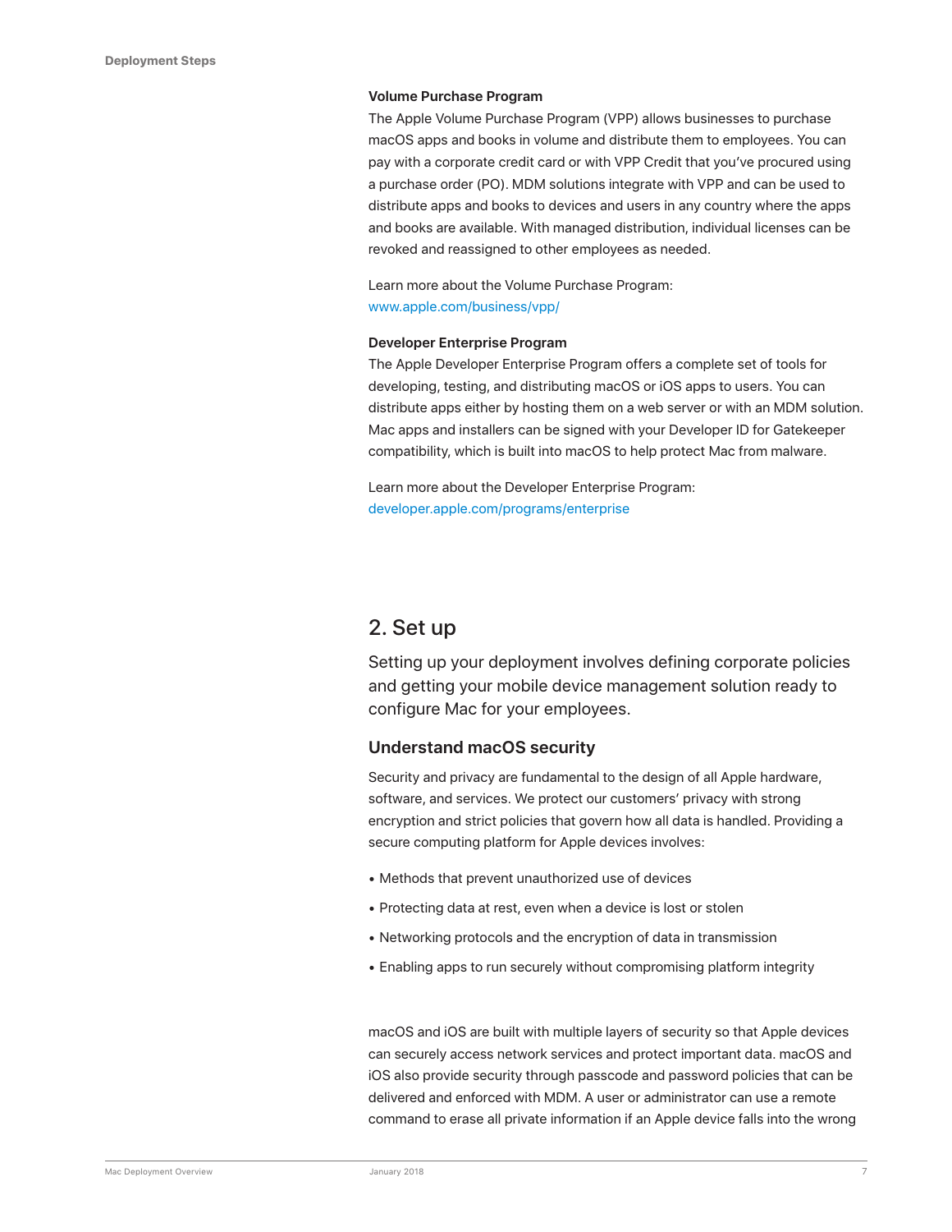### Volume Purchase Program

The Apple Volume Purchase Program (VPP) allows businesses to purchase macOS apps and books in volume and distribute them to employees. You can pay with a corporate credit card or with VPP Credit that you've procured using a purchase order (PO). MDM solutions integrate with VPP and can be used to distribute apps and books to devices and users in any country where the apps and books are available. With managed distribution, individual licenses can be revoked and reassigned to other employees as needed.

Learn more about the Volume Purchase Program:
www.apple.com/business/vpp/

### Developer Enterprise Program

The Apple Developer Enterprise Program offers a complete set of tools for developing, testing, and distributing macOS or iOS apps to users. You can distribute apps either by hosting them on a web server or with an MDM solution. Mac apps and installers can be signed with your Developer ID for Gatekeeper compatibility, which is built into macOS to help protect Mac from malware.

Learn more about the Developer Enterprise Program:
developer.apple.com/programs/enterprise

## 2. Set up

Setting up your deployment involves defining corporate policies and getting your mobile device management solution ready to configure Mac for your employees.

### Understand macOS security

Security and privacy are fundamental to the design of all Apple hardware, software, and services. We protect our customers' privacy with strong encryption and strict policies that govern how all data is handled. Providing a secure computing platform for Apple devices involves:

- Methods that prevent unauthorized use of devices
- Protecting data at rest, even when a device is lost or stolen
- Networking protocols and the encryption of data in transmission
- Enabling apps to run securely without compromising platform integrity

macOS and iOS are built with multiple layers of security so that Apple devices can securely access network services and protect important data. macOS and iOS also provide security through passcode and password policies that can be delivered and enforced with MDM. A user or administrator can use a remote command to erase all private information if an Apple device falls into the wrong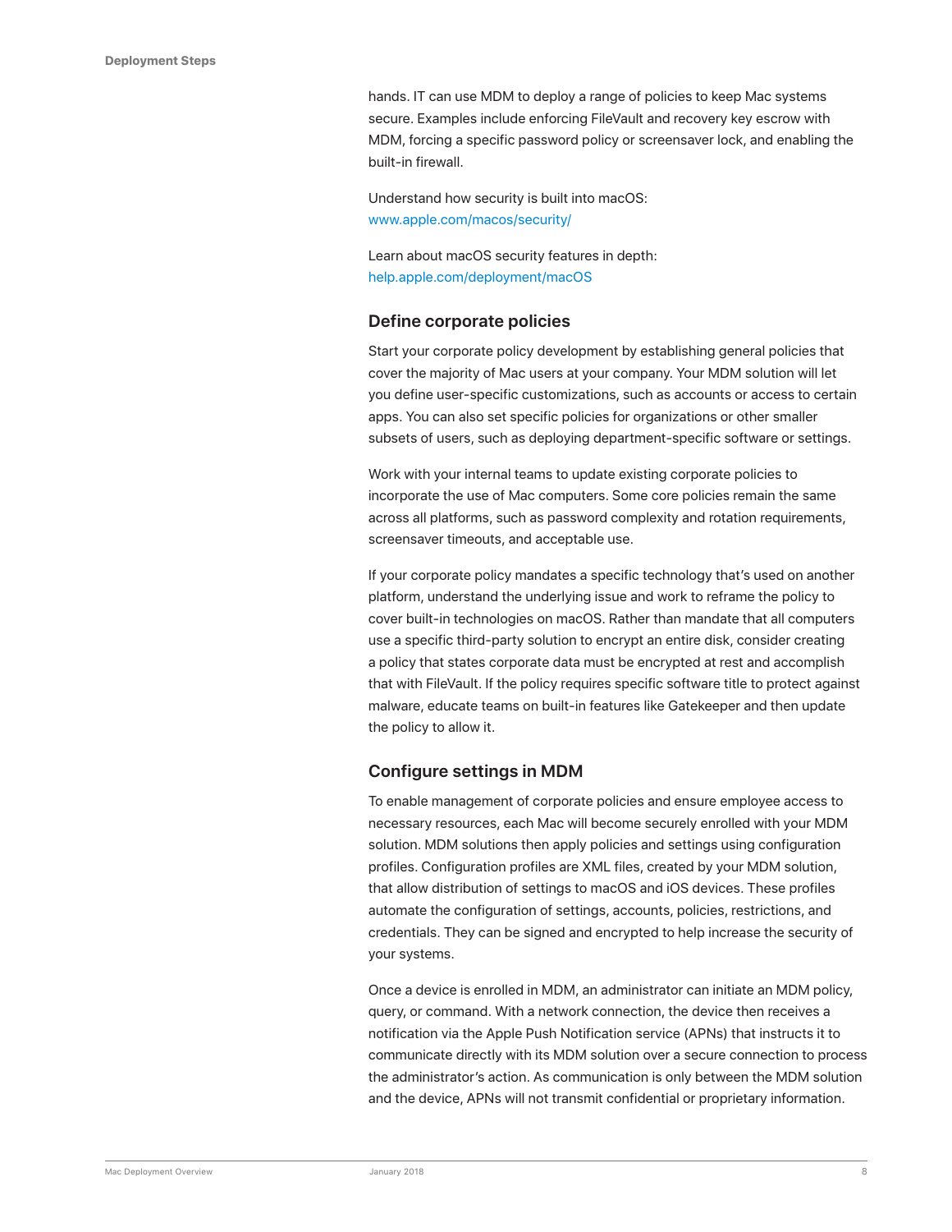hands. IT can use MDM to deploy a range of policies to keep Mac systems secure. Examples include enforcing FileVault and recovery key escrow with MDM, forcing a specific password policy or screensaver lock, and enabling the built-in firewall.

Understand how security is built into macOS:
www.apple.com/macos/security/

Learn about macOS security features in depth:
help.apple.com/deployment/macOS

### Define corporate policies

Start your corporate policy development by establishing general policies that cover the majority of Mac users at your company. Your MDM solution will let you define user-specific customizations, such as accounts or access to certain apps. You can also set specific policies for organizations or other smaller subsets of users, such as deploying department-specific software or settings.

Work with your internal teams to update existing corporate policies to incorporate the use of Mac computers. Some core policies remain the same across all platforms, such as password complexity and rotation requirements, screensaver timeouts, and acceptable use.

If your corporate policy mandates a specific technology that's used on another platform, understand the underlying issue and work to reframe the policy to cover built-in technologies on macOS. Rather than mandate that all computers use a specific third-party solution to encrypt an entire disk, consider creating a policy that states corporate data must be encrypted at rest and accomplish that with FileVault. If the policy requires specific software title to protect against malware, educate teams on built-in features like Gatekeeper and then update the policy to allow it.

### Configure settings in MDM

To enable management of corporate policies and ensure employee access to necessary resources, each Mac will become securely enrolled with your MDM solution. MDM solutions then apply policies and settings using configuration profiles. Configuration profiles are XML files, created by your MDM solution, that allow distribution of settings to macOS and iOS devices. These profiles automate the configuration of settings, accounts, policies, restrictions, and credentials. They can be signed and encrypted to help increase the security of your systems.

Once a device is enrolled in MDM, an administrator can initiate an MDM policy, query, or command. With a network connection, the device then receives a notification via the Apple Push Notification service (APNs) that instructs it to communicate directly with its MDM solution over a secure connection to process the administrator's action. As communication is only between the MDM solution and the device, APNs will not transmit confidential or proprietary information.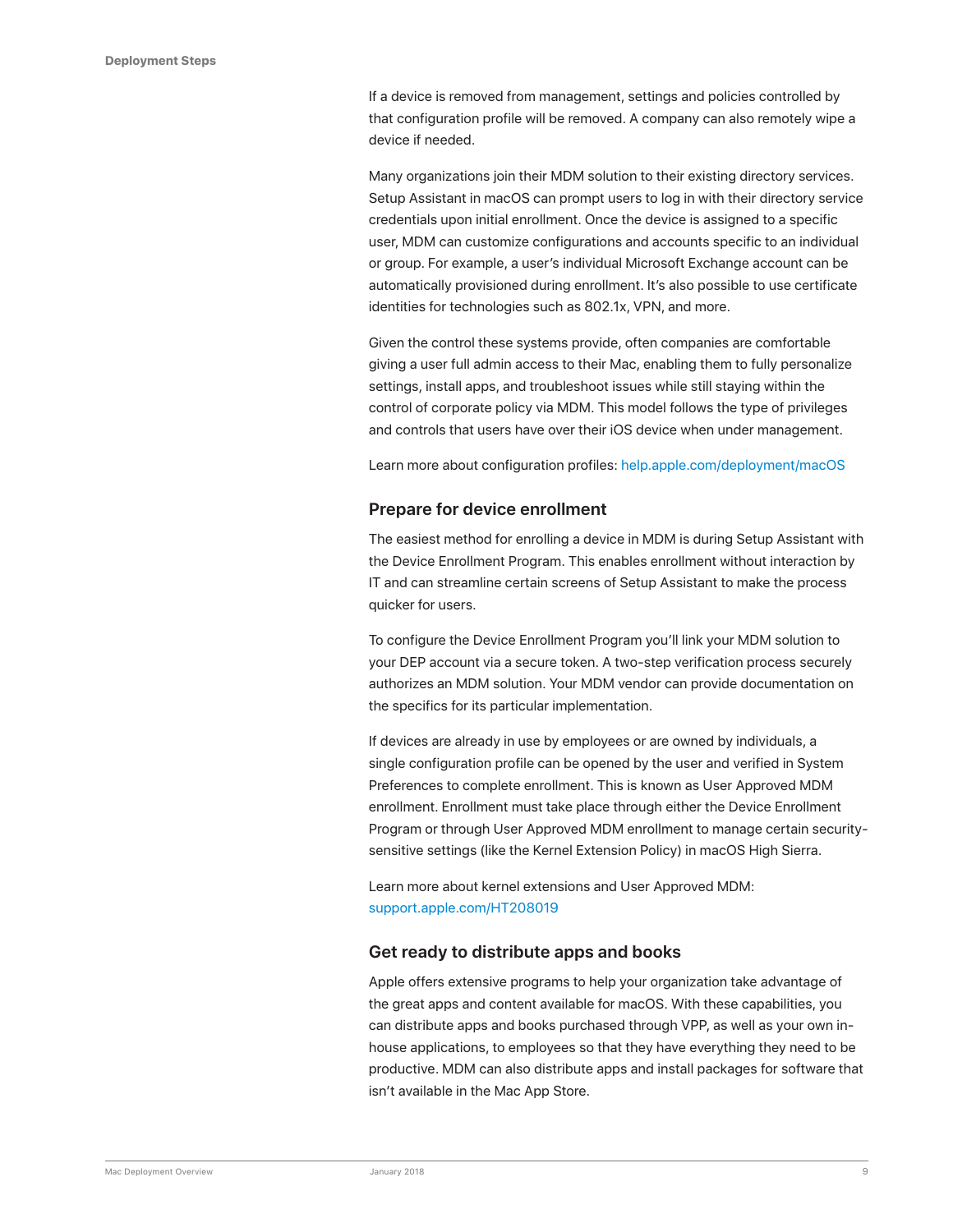If a device is removed from management, settings and policies controlled by that configuration profile will be removed. A company can also remotely wipe a device if needed.

Many organizations join their MDM solution to their existing directory services. Setup Assistant in macOS can prompt users to log in with their directory service credentials upon initial enrollment. Once the device is assigned to a specific user, MDM can customize configurations and accounts specific to an individual or group. For example, a user's individual Microsoft Exchange account can be automatically provisioned during enrollment. It's also possible to use certificate identities for technologies such as 802.1x, VPN, and more.

Given the control these systems provide, often companies are comfortable giving a user full admin access to their Mac, enabling them to fully personalize settings, install apps, and troubleshoot issues while still staying within the control of corporate policy via MDM. This model follows the type of privileges and controls that users have over their iOS device when under management.

Learn more about configuration profiles: help.apple.com/deployment/macOS

### Prepare for device enrollment

The easiest method for enrolling a device in MDM is during Setup Assistant with the Device Enrollment Program. This enables enrollment without interaction by IT and can streamline certain screens of Setup Assistant to make the process quicker for users.

To configure the Device Enrollment Program you'll link your MDM solution to your DEP account via a secure token. A two-step verification process securely authorizes an MDM solution. Your MDM vendor can provide documentation on the specifics for its particular implementation.

If devices are already in use by employees or are owned by individuals, a single configuration profile can be opened by the user and verified in System Preferences to complete enrollment. This is known as User Approved MDM enrollment. Enrollment must take place through either the Device Enrollment Program or through User Approved MDM enrollment to manage certain security-sensitive settings (like the Kernel Extension Policy) in macOS High Sierra.

Learn more about kernel extensions and User Approved MDM: support.apple.com/HT208019

### Get ready to distribute apps and books

Apple offers extensive programs to help your organization take advantage of the great apps and content available for macOS. With these capabilities, you can distribute apps and books purchased through VPP, as well as your own in-house applications, to employees so that they have everything they need to be productive. MDM can also distribute apps and install packages for software that isn't available in the Mac App Store.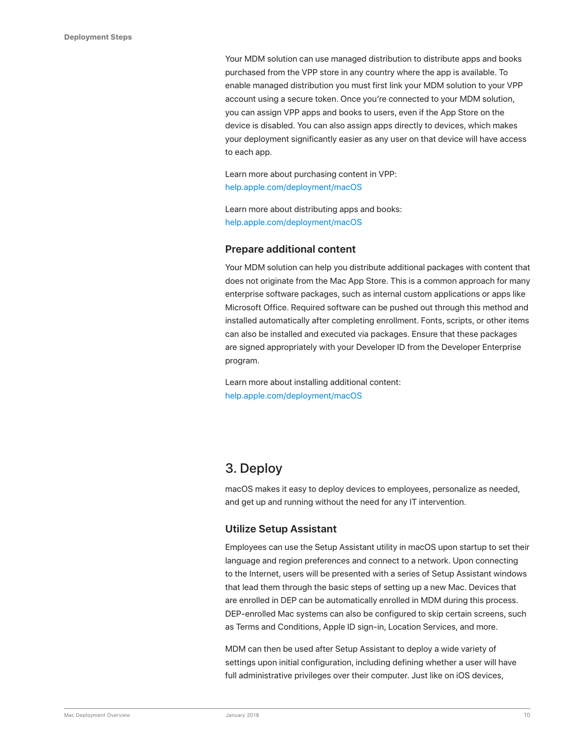Your MDM solution can use managed distribution to distribute apps and books purchased from the VPP store in any country where the app is available. To enable managed distribution you must first link your MDM solution to your VPP account using a secure token. Once you're connected to your MDM solution, you can assign VPP apps and books to users, even if the App Store on the device is disabled. You can also assign apps directly to devices, which makes your deployment significantly easier as any user on that device will have access to each app.

Learn more about purchasing content in VPP:
help.apple.com/deployment/macOS

Learn more about distributing apps and books:
help.apple.com/deployment/macOS

### Prepare additional content

Your MDM solution can help you distribute additional packages with content that does not originate from the Mac App Store. This is a common approach for many enterprise software packages, such as internal custom applications or apps like Microsoft Office. Required software can be pushed out through this method and installed automatically after completing enrollment. Fonts, scripts, or other items can also be installed and executed via packages. Ensure that these packages are signed appropriately with your Developer ID from the Developer Enterprise program.

Learn more about installing additional content:
help.apple.com/deployment/macOS

## 3. Deploy

macOS makes it easy to deploy devices to employees, personalize as needed, and get up and running without the need for any IT intervention.

### Utilize Setup Assistant

Employees can use the Setup Assistant utility in macOS upon startup to set their language and region preferences and connect to a network. Upon connecting to the Internet, users will be presented with a series of Setup Assistant windows that lead them through the basic steps of setting up a new Mac. Devices that are enrolled in DEP can be automatically enrolled in MDM during this process. DEP-enrolled Mac systems can also be configured to skip certain screens, such as Terms and Conditions, Apple ID sign-in, Location Services, and more.

MDM can then be used after Setup Assistant to deploy a wide variety of settings upon initial configuration, including defining whether a user will have full administrative privileges over their computer. Just like on iOS devices,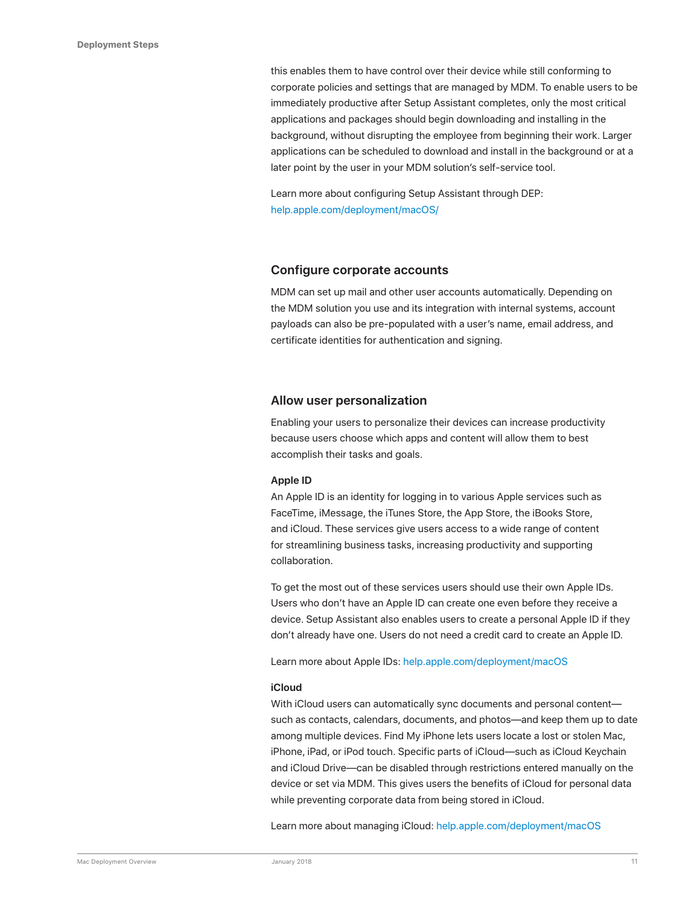this enables them to have control over their device while still conforming to corporate policies and settings that are managed by MDM. To enable users to be immediately productive after Setup Assistant completes, only the most critical applications and packages should begin downloading and installing in the background, without disrupting the employee from beginning their work. Larger applications can be scheduled to download and install in the background or at a later point by the user in your MDM solution's self-service tool.

Learn more about configuring Setup Assistant through DEP: help.apple.com/deployment/macOS/

## Configure corporate accounts

MDM can set up mail and other user accounts automatically. Depending on the MDM solution you use and its integration with internal systems, account payloads can also be pre-populated with a user's name, email address, and certificate identities for authentication and signing.

## Allow user personalization

Enabling your users to personalize their devices can increase productivity because users choose which apps and content will allow them to best accomplish their tasks and goals.

### Apple ID

An Apple ID is an identity for logging in to various Apple services such as FaceTime, iMessage, the iTunes Store, the App Store, the iBooks Store, and iCloud. These services give users access to a wide range of content for streamlining business tasks, increasing productivity and supporting collaboration.

To get the most out of these services users should use their own Apple IDs. Users who don't have an Apple ID can create one even before they receive a device. Setup Assistant also enables users to create a personal Apple ID if they don't already have one. Users do not need a credit card to create an Apple ID.

Learn more about Apple IDs: help.apple.com/deployment/macOS

### iCloud

With iCloud users can automatically sync documents and personal content—such as contacts, calendars, documents, and photos—and keep them up to date among multiple devices. Find My iPhone lets users locate a lost or stolen Mac, iPhone, iPad, or iPod touch. Specific parts of iCloud—such as iCloud Keychain and iCloud Drive—can be disabled through restrictions entered manually on the device or set via MDM. This gives users the benefits of iCloud for personal data while preventing corporate data from being stored in iCloud.

Learn more about managing iCloud: help.apple.com/deployment/macOS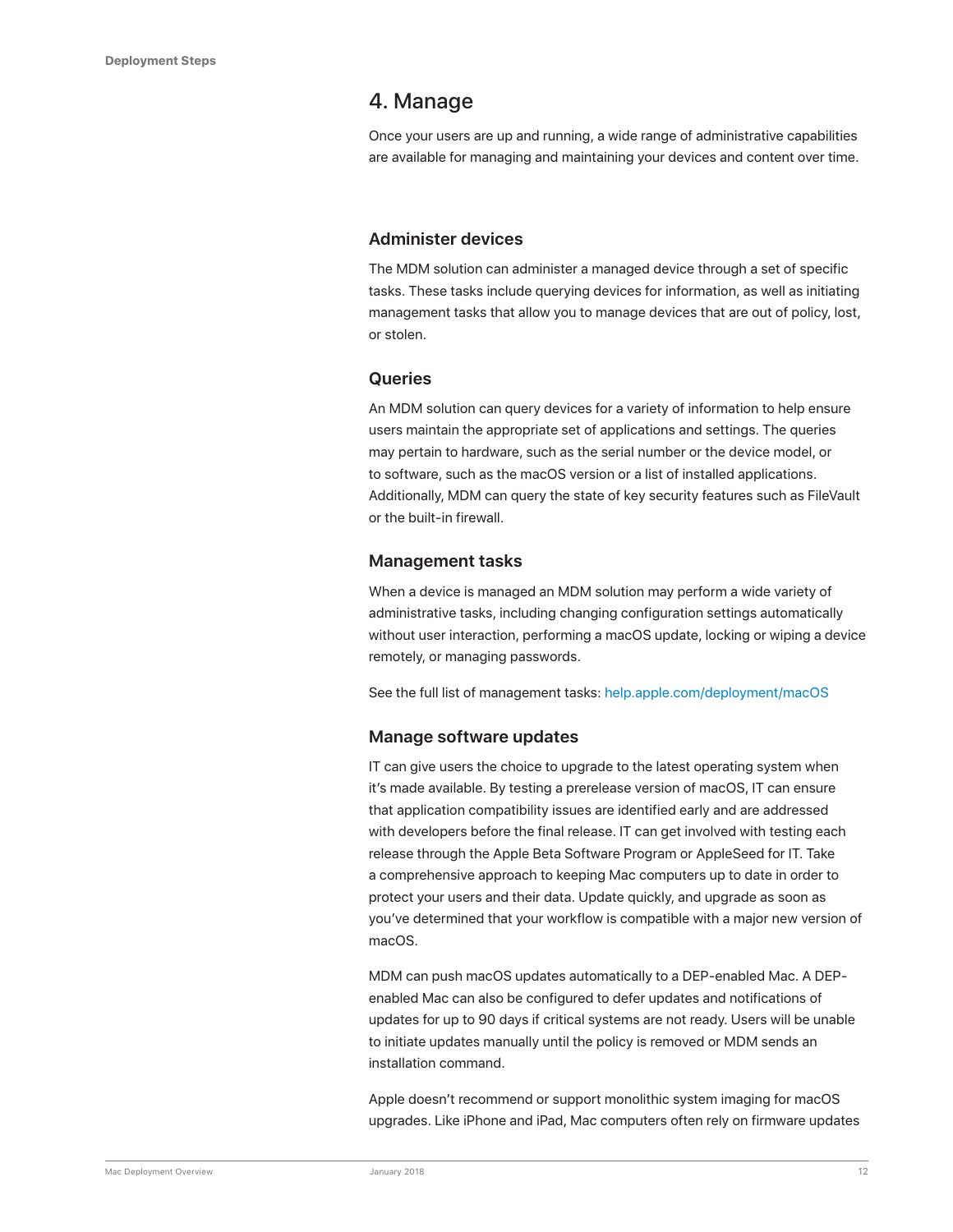## 4. Manage

Once your users are up and running, a wide range of administrative capabilities are available for managing and maintaining your devices and content over time.

### Administer devices

The MDM solution can administer a managed device through a set of specific tasks. These tasks include querying devices for information, as well as initiating management tasks that allow you to manage devices that are out of policy, lost, or stolen.

### Queries

An MDM solution can query devices for a variety of information to help ensure users maintain the appropriate set of applications and settings. The queries may pertain to hardware, such as the serial number or the device model, or to software, such as the macOS version or a list of installed applications. Additionally, MDM can query the state of key security features such as FileVault or the built-in firewall.

### Management tasks

When a device is managed an MDM solution may perform a wide variety of administrative tasks, including changing configuration settings automatically without user interaction, performing a macOS update, locking or wiping a device remotely, or managing passwords.

See the full list of management tasks: help.apple.com/deployment/macOS

### Manage software updates

IT can give users the choice to upgrade to the latest operating system when it's made available. By testing a prerelease version of macOS, IT can ensure that application compatibility issues are identified early and are addressed with developers before the final release. IT can get involved with testing each release through the Apple Beta Software Program or AppleSeed for IT. Take a comprehensive approach to keeping Mac computers up to date in order to protect your users and their data. Update quickly, and upgrade as soon as you've determined that your workflow is compatible with a major new version of macOS.

MDM can push macOS updates automatically to a DEP-enabled Mac. A DEP-enabled Mac can also be configured to defer updates and notifications of updates for up to 90 days if critical systems are not ready. Users will be unable to initiate updates manually until the policy is removed or MDM sends an installation command.

Apple doesn't recommend or support monolithic system imaging for macOS upgrades. Like iPhone and iPad, Mac computers often rely on firmware updates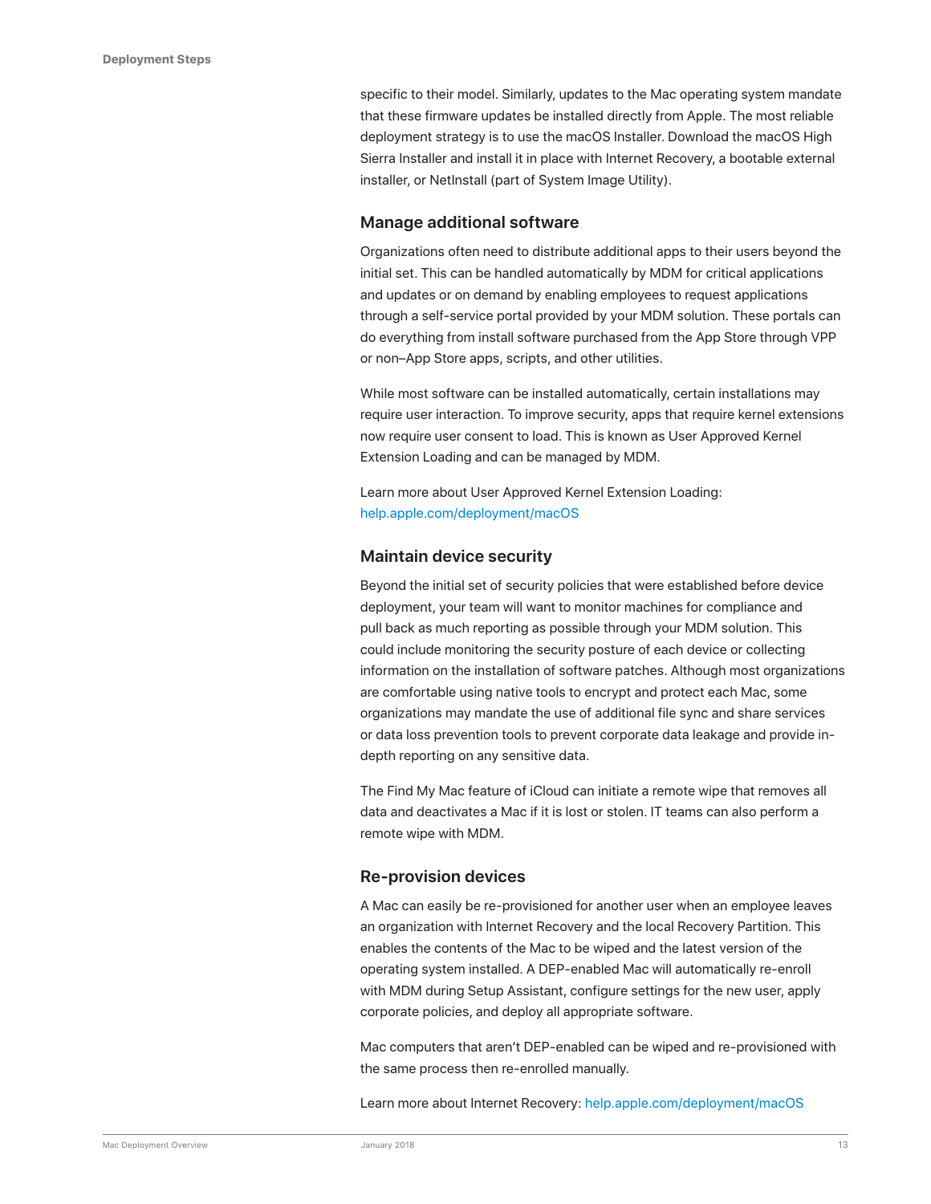specific to their model. Similarly, updates to the Mac operating system mandate that these firmware updates be installed directly from Apple. The most reliable deployment strategy is to use the macOS Installer. Download the macOS High Sierra Installer and install it in place with Internet Recovery, a bootable external installer, or NetInstall (part of System Image Utility).

### Manage additional software

Organizations often need to distribute additional apps to their users beyond the initial set. This can be handled automatically by MDM for critical applications and updates or on demand by enabling employees to request applications through a self-service portal provided by your MDM solution. These portals can do everything from install software purchased from the App Store through VPP or non–App Store apps, scripts, and other utilities.

While most software can be installed automatically, certain installations may require user interaction. To improve security, apps that require kernel extensions now require user consent to load. This is known as User Approved Kernel Extension Loading and can be managed by MDM.

Learn more about User Approved Kernel Extension Loading: help.apple.com/deployment/macOS

### Maintain device security

Beyond the initial set of security policies that were established before device deployment, your team will want to monitor machines for compliance and pull back as much reporting as possible through your MDM solution. This could include monitoring the security posture of each device or collecting information on the installation of software patches. Although most organizations are comfortable using native tools to encrypt and protect each Mac, some organizations may mandate the use of additional file sync and share services or data loss prevention tools to prevent corporate data leakage and provide in-depth reporting on any sensitive data.

The Find My Mac feature of iCloud can initiate a remote wipe that removes all data and deactivates a Mac if it is lost or stolen. IT teams can also perform a remote wipe with MDM.

### Re-provision devices

A Mac can easily be re-provisioned for another user when an employee leaves an organization with Internet Recovery and the local Recovery Partition. This enables the contents of the Mac to be wiped and the latest version of the operating system installed. A DEP-enabled Mac will automatically re-enroll with MDM during Setup Assistant, configure settings for the new user, apply corporate policies, and deploy all appropriate software.

Mac computers that aren't DEP-enabled can be wiped and re-provisioned with the same process then re-enrolled manually.

Learn more about Internet Recovery: help.apple.com/deployment/macOS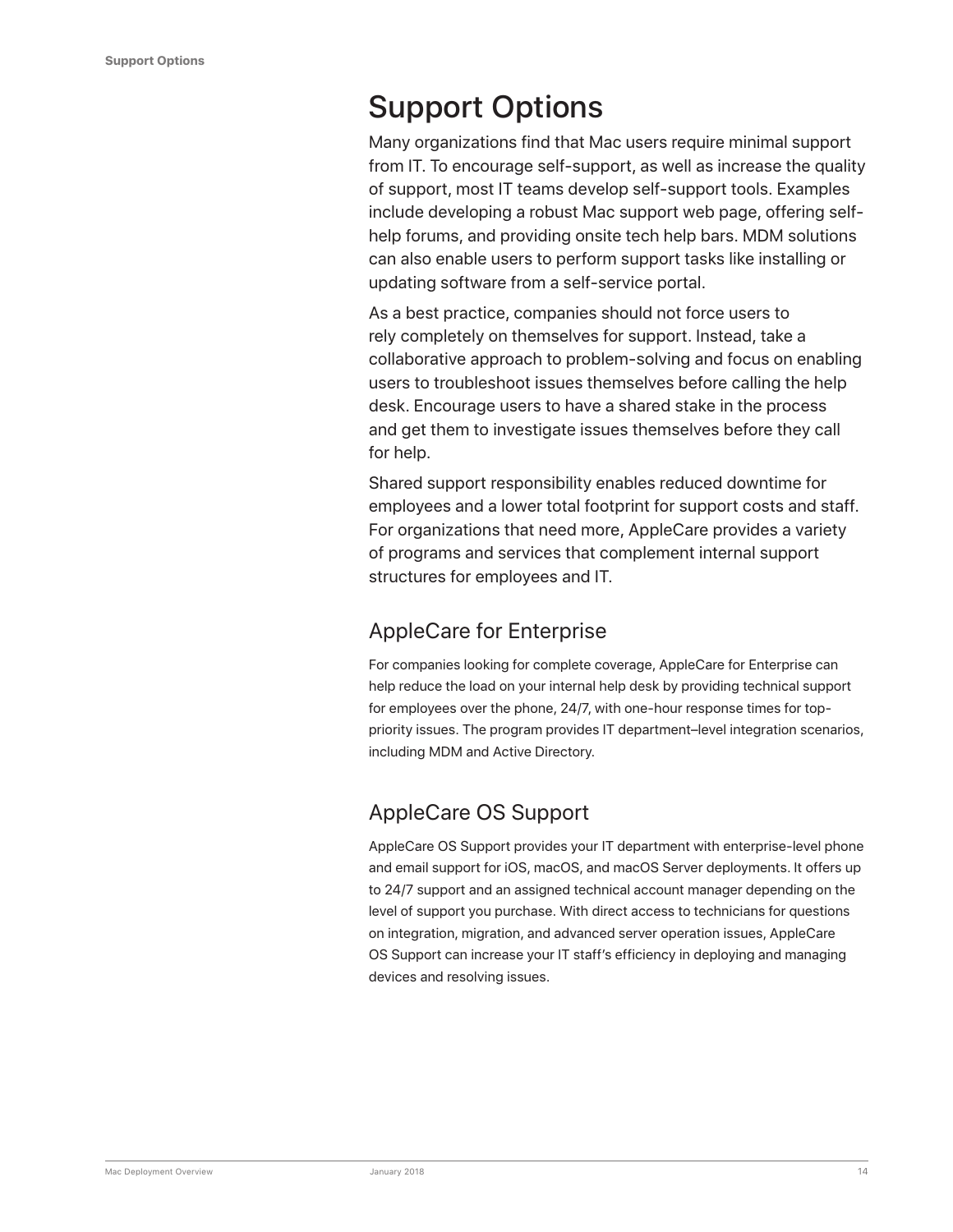# Support Options

Many organizations find that Mac users require minimal support from IT. To encourage self-support, as well as increase the quality of support, most IT teams develop self-support tools. Examples include developing a robust Mac support web page, offering self-help forums, and providing onsite tech help bars. MDM solutions can also enable users to perform support tasks like installing or updating software from a self-service portal.

As a best practice, companies should not force users to rely completely on themselves for support. Instead, take a collaborative approach to problem-solving and focus on enabling users to troubleshoot issues themselves before calling the help desk. Encourage users to have a shared stake in the process and get them to investigate issues themselves before they call for help.

Shared support responsibility enables reduced downtime for employees and a lower total footprint for support costs and staff. For organizations that need more, AppleCare provides a variety of programs and services that complement internal support structures for employees and IT.

## AppleCare for Enterprise

For companies looking for complete coverage, AppleCare for Enterprise can help reduce the load on your internal help desk by providing technical support for employees over the phone, 24/7, with one-hour response times for top-priority issues. The program provides IT department–level integration scenarios, including MDM and Active Directory.

## AppleCare OS Support

AppleCare OS Support provides your IT department with enterprise-level phone and email support for iOS, macOS, and macOS Server deployments. It offers up to 24/7 support and an assigned technical account manager depending on the level of support you purchase. With direct access to technicians for questions on integration, migration, and advanced server operation issues, AppleCare OS Support can increase your IT staff's efficiency in deploying and managing devices and resolving issues.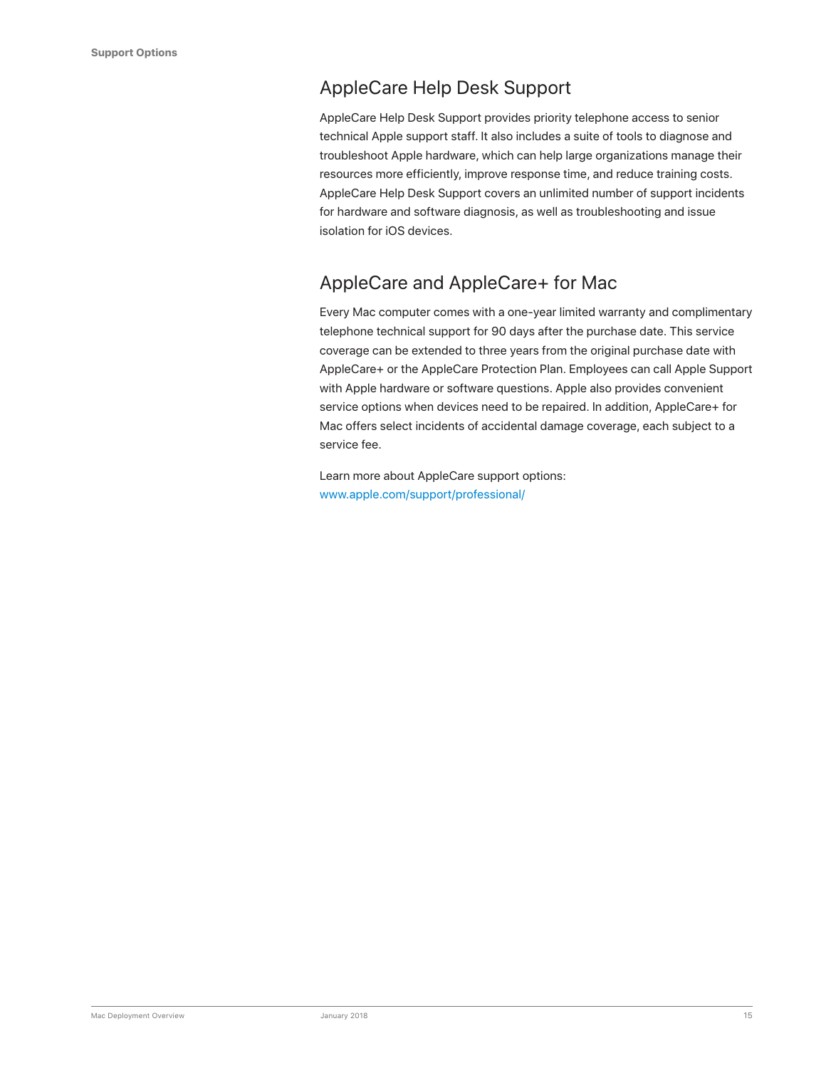## AppleCare Help Desk Support

AppleCare Help Desk Support provides priority telephone access to senior technical Apple support staff. It also includes a suite of tools to diagnose and troubleshoot Apple hardware, which can help large organizations manage their resources more efficiently, improve response time, and reduce training costs. AppleCare Help Desk Support covers an unlimited number of support incidents for hardware and software diagnosis, as well as troubleshooting and issue isolation for iOS devices.

## AppleCare and AppleCare+ for Mac

Every Mac computer comes with a one-year limited warranty and complimentary telephone technical support for 90 days after the purchase date. This service coverage can be extended to three years from the original purchase date with AppleCare+ or the AppleCare Protection Plan. Employees can call Apple Support with Apple hardware or software questions. Apple also provides convenient service options when devices need to be repaired. In addition, AppleCare+ for Mac offers select incidents of accidental damage coverage, each subject to a service fee.

Learn more about AppleCare support options:
www.apple.com/support/professional/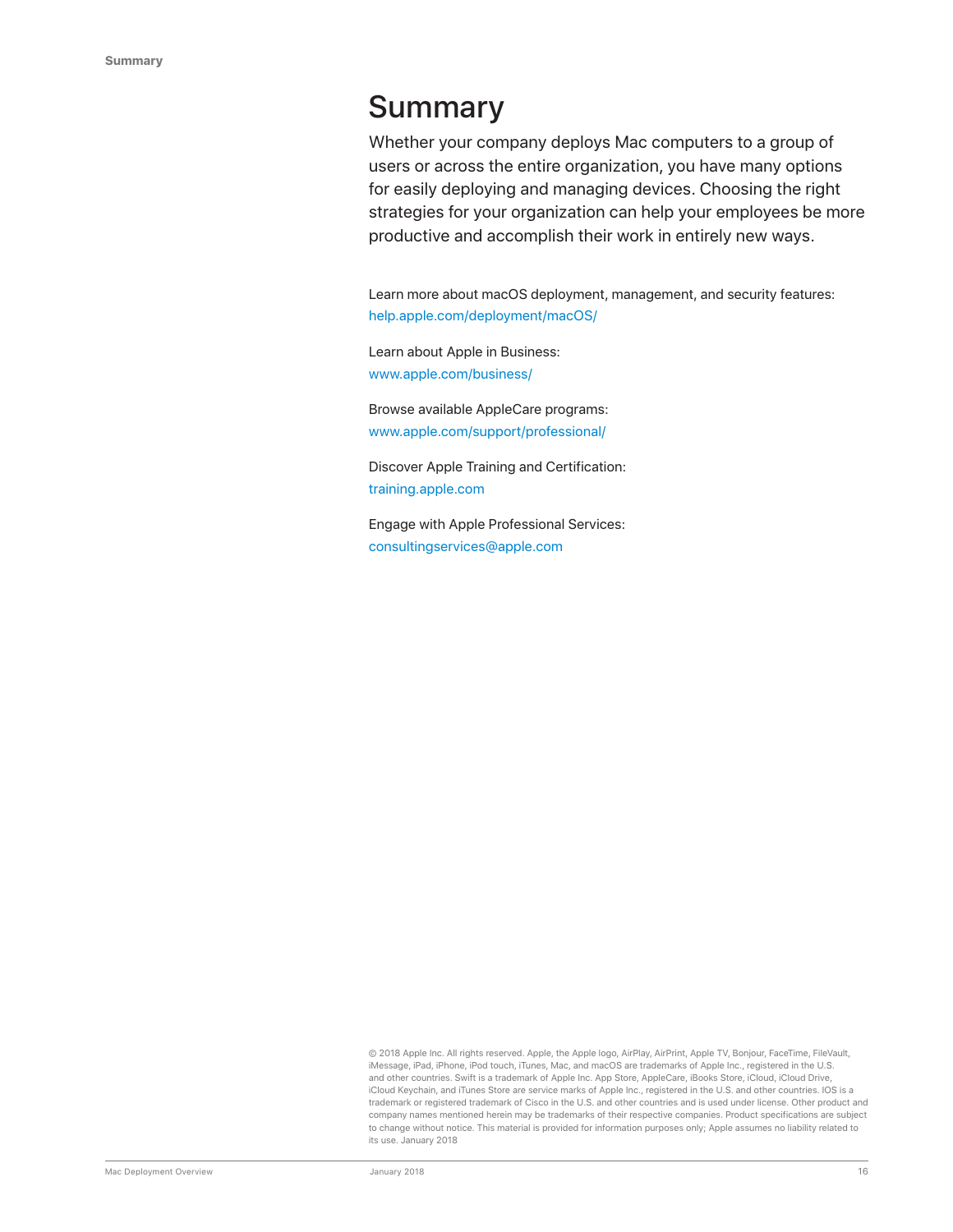# Summary

Whether your company deploys Mac computers to a group of users or across the entire organization, you have many options for easily deploying and managing devices. Choosing the right strategies for your organization can help your employees be more productive and accomplish their work in entirely new ways.

Learn more about macOS deployment, management, and security features:
help.apple.com/deployment/macOS/

Learn about Apple in Business:
www.apple.com/business/

Browse available AppleCare programs:
www.apple.com/support/professional/

Discover Apple Training and Certification:
training.apple.com

Engage with Apple Professional Services:
consultingservices@apple.com

© 2018 Apple Inc. All rights reserved. Apple, the Apple logo, AirPlay, AirPrint, Apple TV, Bonjour, FaceTime, FileVault, iMessage, iPad, iPhone, iPod touch, iTunes, Mac, and macOS are trademarks of Apple Inc., registered in the U.S. and other countries. Swift is a trademark of Apple Inc. App Store, AppleCare, iBooks Store, iCloud, iCloud Drive, iCloud Keychain, and iTunes Store are service marks of Apple Inc., registered in the U.S. and other countries. IOS is a trademark or registered trademark of Cisco in the U.S. and other countries and is used under license. Other product and company names mentioned herein may be trademarks of their respective companies. Product specifications are subject to change without notice. This material is provided for information purposes only; Apple assumes no liability related to its use. January 2018